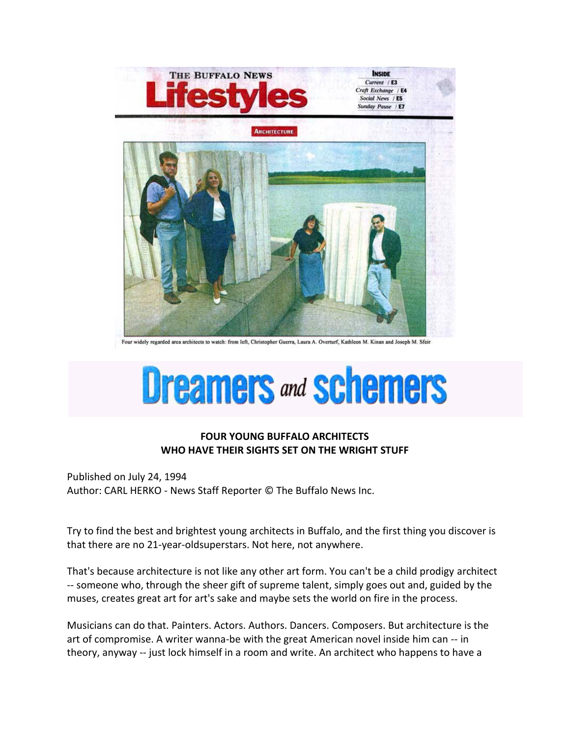THE BUFFALO NEWS

# Lifestyles

INSIDE
Current / E3
Craft Exchange / E4
Social News / E5
Sunday Pause / E7

ARCHITECTURE

Four widely regarded area architects to watch: from left, Christopher Guerra, Laura A. Overturf, Kathleen M. Kinan and Joseph M. Sfeir

# Dreamers *and* schemers

**FOUR YOUNG BUFFALO ARCHITECTS WHO HAVE THEIR SIGHTS SET ON THE WRIGHT STUFF**

Published on July 24, 1994
Author: CARL HERKO - News Staff Reporter © The Buffalo News Inc.

Try to find the best and brightest young architects in Buffalo, and the first thing you discover is that there are no 21-year-oldsuperstars. Not here, not anywhere.

That's because architecture is not like any other art form. You can't be a child prodigy architect -- someone who, through the sheer gift of supreme talent, simply goes out and, guided by the muses, creates great art for art's sake and maybe sets the world on fire in the process.

Musicians can do that. Painters. Actors. Authors. Dancers. Composers. But architecture is the art of compromise. A writer wanna-be with the great American novel inside him can -- in theory, anyway -- just lock himself in a room and write. An architect who happens to have a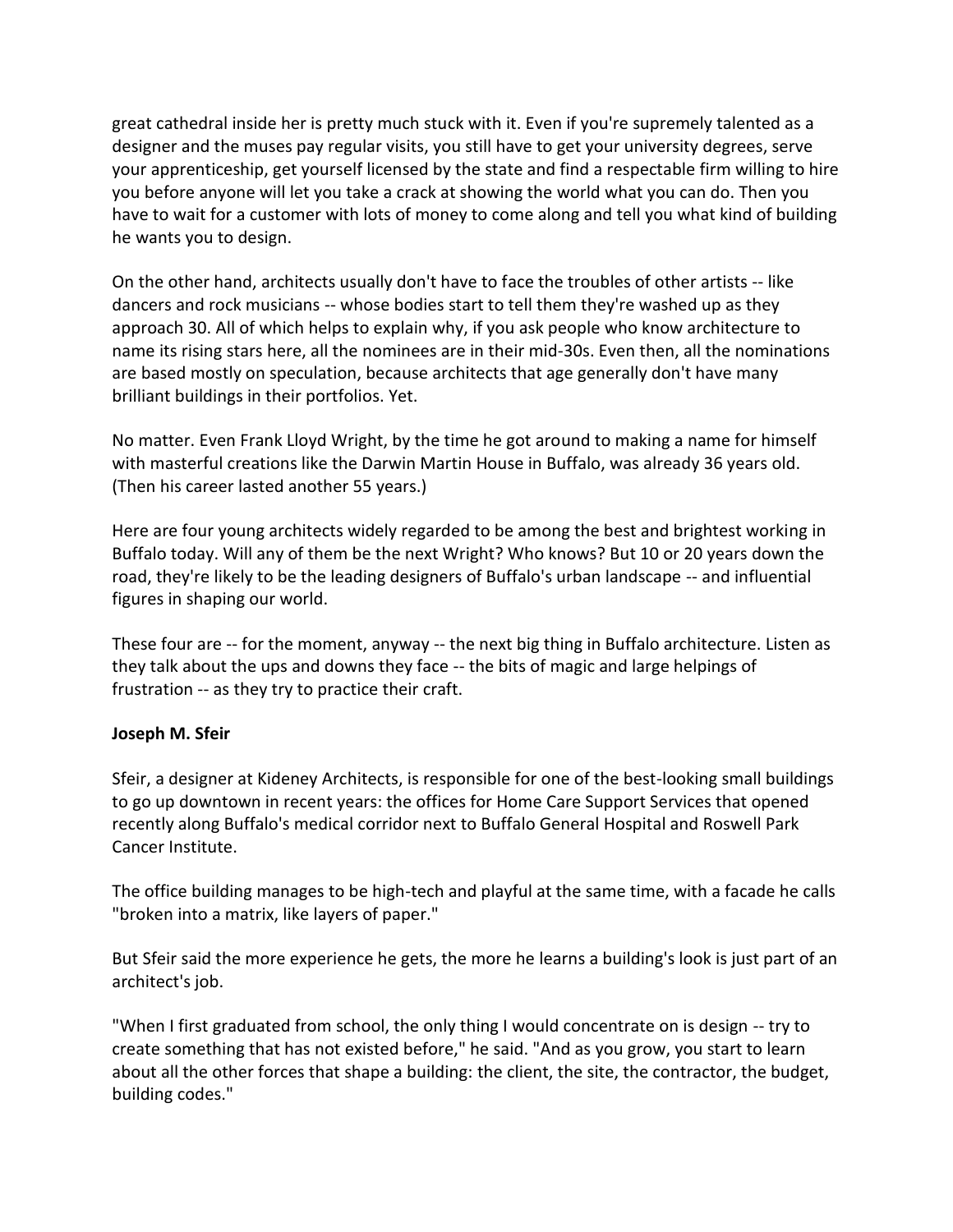great cathedral inside her is pretty much stuck with it. Even if you're supremely talented as a designer and the muses pay regular visits, you still have to get your university degrees, serve your apprenticeship, get yourself licensed by the state and find a respectable firm willing to hire you before anyone will let you take a crack at showing the world what you can do. Then you have to wait for a customer with lots of money to come along and tell you what kind of building he wants you to design.

On the other hand, architects usually don't have to face the troubles of other artists -- like dancers and rock musicians -- whose bodies start to tell them they're washed up as they approach 30. All of which helps to explain why, if you ask people who know architecture to name its rising stars here, all the nominees are in their mid-30s. Even then, all the nominations are based mostly on speculation, because architects that age generally don't have many brilliant buildings in their portfolios. Yet.

No matter. Even Frank Lloyd Wright, by the time he got around to making a name for himself with masterful creations like the Darwin Martin House in Buffalo, was already 36 years old. (Then his career lasted another 55 years.)

Here are four young architects widely regarded to be among the best and brightest working in Buffalo today. Will any of them be the next Wright? Who knows? But 10 or 20 years down the road, they're likely to be the leading designers of Buffalo's urban landscape -- and influential figures in shaping our world.

These four are -- for the moment, anyway -- the next big thing in Buffalo architecture. Listen as they talk about the ups and downs they face -- the bits of magic and large helpings of frustration -- as they try to practice their craft.

**Joseph M. Sfeir**

Sfeir, a designer at Kideney Architects, is responsible for one of the best-looking small buildings to go up downtown in recent years: the offices for Home Care Support Services that opened recently along Buffalo's medical corridor next to Buffalo General Hospital and Roswell Park Cancer Institute.

The office building manages to be high-tech and playful at the same time, with a facade he calls "broken into a matrix, like layers of paper."

But Sfeir said the more experience he gets, the more he learns a building's look is just part of an architect's job.

"When I first graduated from school, the only thing I would concentrate on is design -- try to create something that has not existed before," he said. "And as you grow, you start to learn about all the other forces that shape a building: the client, the site, the contractor, the budget, building codes."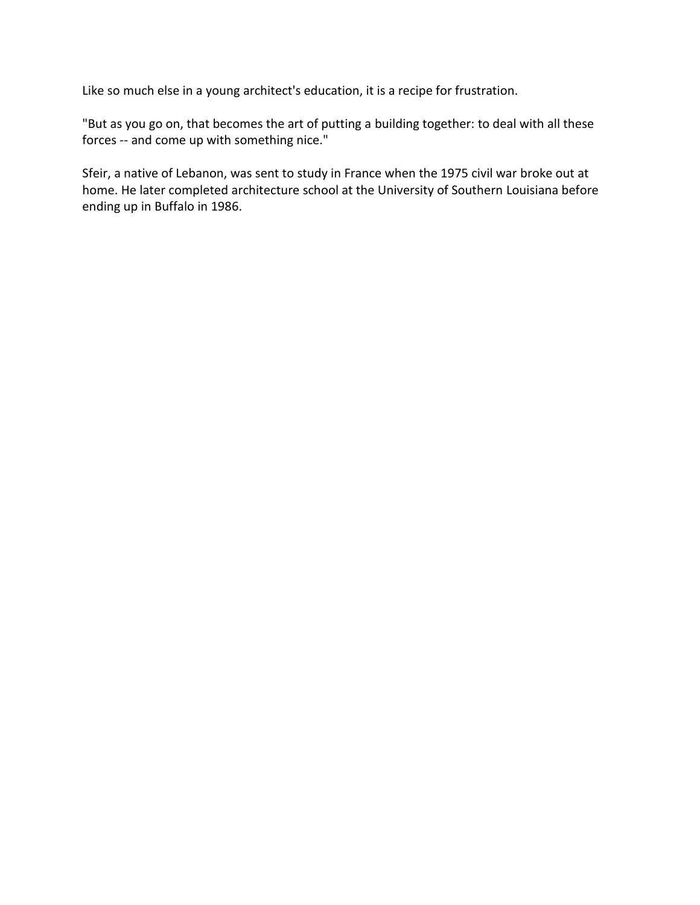Like so much else in a young architect's education, it is a recipe for frustration.

"But as you go on, that becomes the art of putting a building together: to deal with all these forces -- and come up with something nice."

Sfeir, a native of Lebanon, was sent to study in France when the 1975 civil war broke out at home. He later completed architecture school at the University of Southern Louisiana before ending up in Buffalo in 1986.